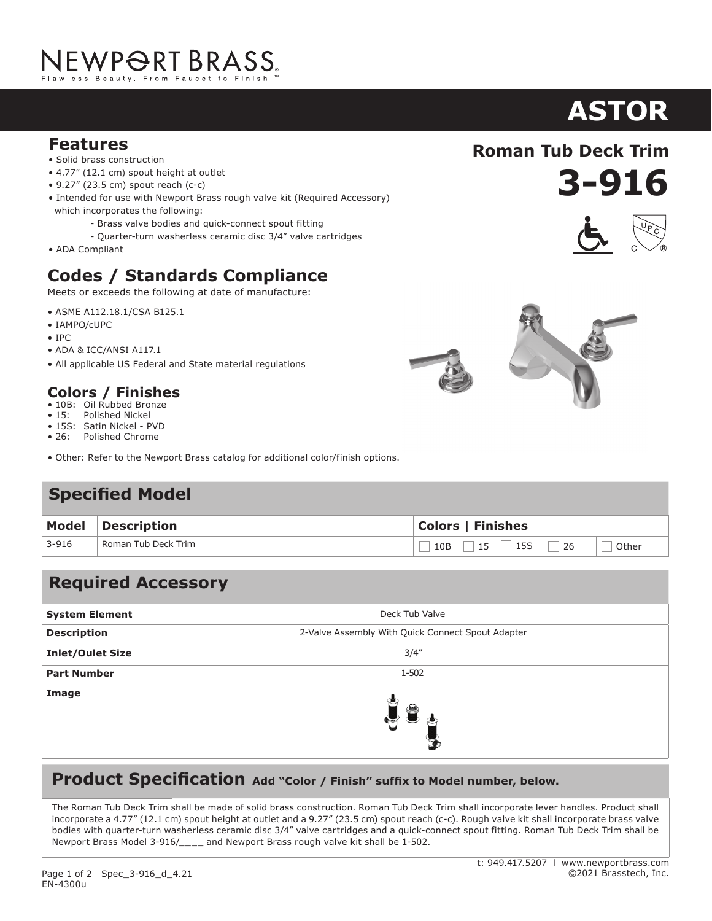# NEWPORT BRASS

Flawless Beauty. From Faucet to Finish.™

# ASTOR

## Roman Tub Deck Trim

# 3-916

## Features

- Solid brass construction
- 4.77" (12.1 cm) spout height at outlet
- 9.27" (23.5 cm) spout reach (c-c)
- Intended for use with Newport Brass rough valve kit (Required Accessory) which incorporates the following:
  - Brass valve bodies and quick-connect spout fitting
  - Quarter-turn washerless ceramic disc 3/4" valve cartridges
- ADA Compliant

## Codes / Standards Compliance

Meets or exceeds the following at date of manufacture:

- ASME A112.18.1/CSA B125.1
- IAMPO/cUPC
- IPC
- ADA & ICC/ANSI A117.1
- All applicable US Federal and State material regulations

## Colors / Finishes

- 10B: Oil Rubbed Bronze
- 15: Polished Nickel
- 15S: Satin Nickel - PVD
- 26: Polished Chrome

- Other: Refer to the Newport Brass catalog for additional color/finish options.

## Specified Model

| Model | Description | Colors \| Finishes | |
|---|---|---|---|
| 3-916 | Roman Tub Deck Trim | ☐ 10B ☐ 15 ☐ 15S ☐ 26 | ☐ Other |

## Required Accessory

| System Element | Deck Tub Valve |
|---|---|
| Description | 2-Valve Assembly With Quick Connect Spout Adapter |
| Inlet/Oulet Size | 3/4" |
| Part Number | 1-502 |
| Image | |

## Product Specification **Add "Color / Finish" suffix to Model number, below.**

The Roman Tub Deck Trim shall be made of solid brass construction. Roman Tub Deck Trim shall incorporate lever handles. Product shall incorporate a 4.77" (12.1 cm) spout height at outlet and a 9.27" (23.5 cm) spout reach (c-c). Rough valve kit shall incorporate brass valve bodies with quarter-turn washerless ceramic disc 3/4" valve cartridges and a quick-connect spout fitting. Roman Tub Deck Trim shall be Newport Brass Model 3-916/____ and Newport Brass rough valve kit shall be 1-502.

t: 949.417.5207 | www.newportbrass.com
©2021 Brasstech, Inc.

Spec_3-916_d_4.21
EN-4300u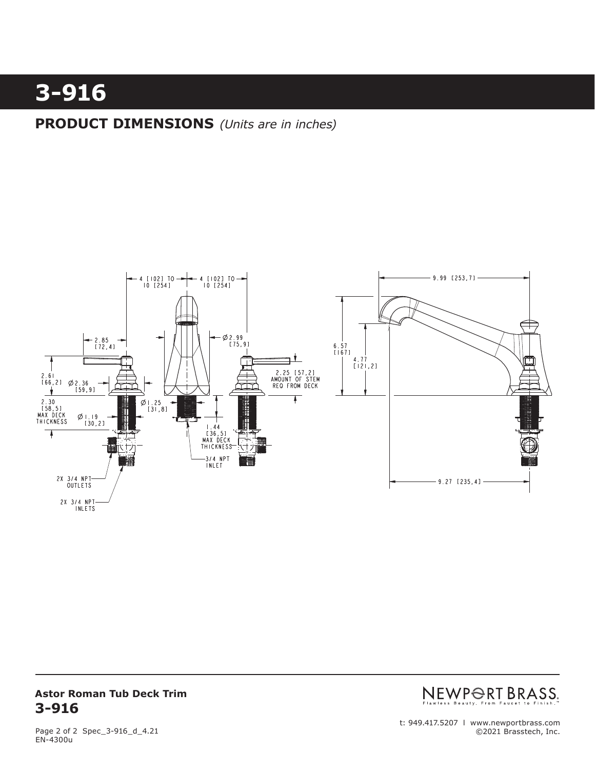# 3-916

## PRODUCT DIMENSIONS *(Units are in inches)*

4 [102] TO 10 [254]
4 [102] TO 10 [254]
2.85 [72,4]
Ø2.99 [75,9]
2.61 [66,2]
Ø2.36 [59,9]
2.25 [57,2] AMOUNT OF STEM REQ FROM DECK
2.30 [58,5] MAX DECK THICKNESS
Ø1.25 [31,8]
Ø1.19 [30,2]
1.44 [36,5] MAX DECK THICKNESS
3/4 NPT INLET
2X 3/4 NPT OUTLETS
2X 3/4 NPT INLETS
9.99 [253,7]
6.57 [167]
4.77 [121,2]
9.27 [235,4]

**Astor Roman Tub Deck Trim**
**3-916**

Spec_3-916_d_4.21
EN-4300u

NEWPORT BRASS. Flawless Beauty. From Faucet to Finish.™

t: 949.417.5207 l www.newportbrass.com
©2021 Brasstech, Inc.